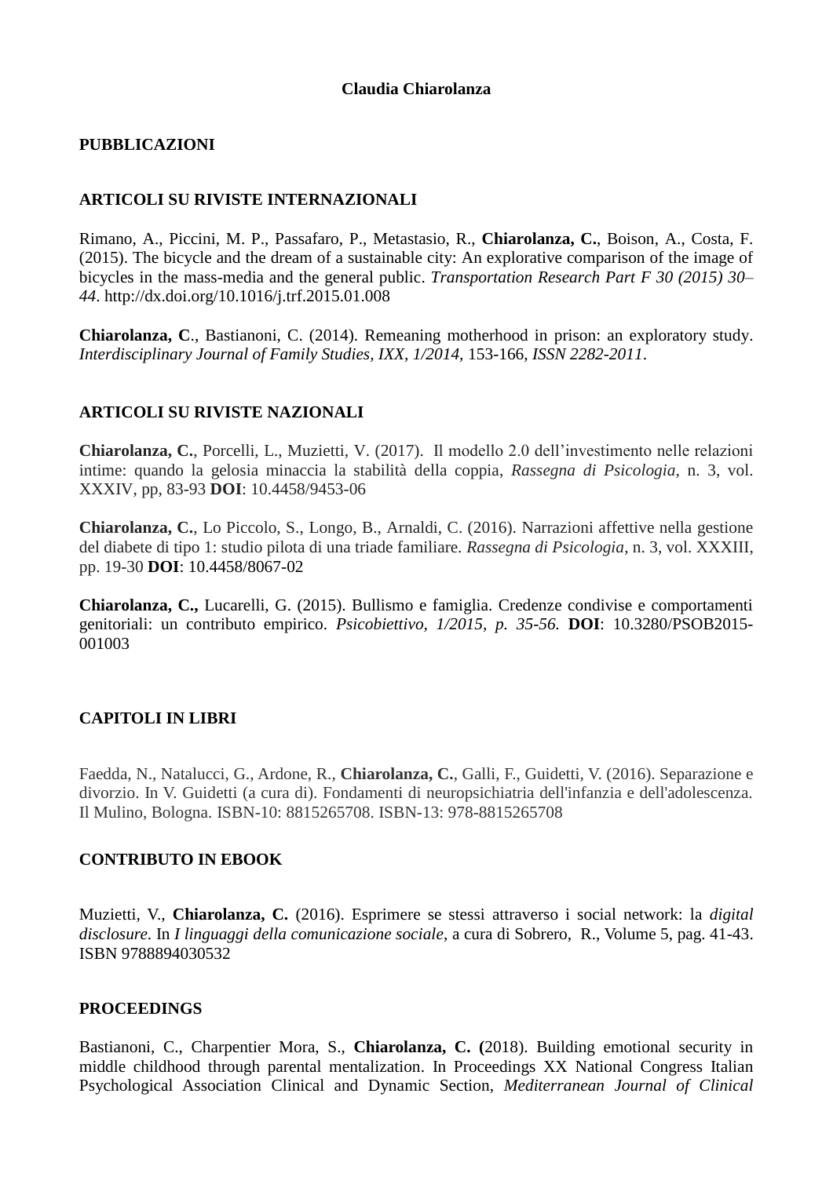**Claudia Chiarolanza**

## PUBBLICAZIONI

## ARTICOLI SU RIVISTE INTERNAZIONALI

Rimano, A., Piccini, M. P., Passafaro, P., Metastasio, R., **Chiarolanza, C.**, Boison, A., Costa, F. (2015). The bicycle and the dream of a sustainable city: An explorative comparison of the image of bicycles in the mass-media and the general public. *Transportation Research Part F 30 (2015) 30–44*. http://dx.doi.org/10.1016/j.trf.2015.01.008

**Chiarolanza, C**., Bastianoni, C. (2014). Remeaning motherhood in prison: an exploratory study. *Interdisciplinary Journal of Family Studies, IXX, 1/2014,* 153-166, *ISSN 2282-2011*.

## ARTICOLI SU RIVISTE NAZIONALI

**Chiarolanza, C.**, Porcelli, L., Muzietti, V. (2017). Il modello 2.0 dell'investimento nelle relazioni intime: quando la gelosia minaccia la stabilità della coppia, *Rassegna di Psicologia*, n. 3, vol. XXXIV, pp, 83-93 **DOI**: 10.4458/9453-06

**Chiarolanza, C.**, Lo Piccolo, S., Longo, B., Arnaldi, C. (2016). Narrazioni affettive nella gestione del diabete di tipo 1: studio pilota di una triade familiare. *Rassegna di Psicologia*, n. 3, vol. XXXIII, pp. 19-30 **DOI**: 10.4458/8067-02

**Chiarolanza, C.,** Lucarelli, G. (2015). Bullismo e famiglia. Credenze condivise e comportamenti genitoriali: un contributo empirico. *Psicobiettivo, 1/2015, p. 35-56.* **DOI**: 10.3280/PSOB2015-001003

## CAPITOLI IN LIBRI

Faedda, N., Natalucci, G., Ardone, R., **Chiarolanza, C.**, Galli, F., Guidetti, V. (2016). Separazione e divorzio. In V. Guidetti (a cura di). Fondamenti di neuropsichiatria dell'infanzia e dell'adolescenza. Il Mulino, Bologna. ISBN-10: 8815265708. ISBN-13: 978-8815265708

## CONTRIBUTO IN EBOOK

Muzietti, V., **Chiarolanza, C.** (2016). Esprimere se stessi attraverso i social network: la *digital disclosure*. In *I linguaggi della comunicazione sociale*, a cura di Sobrero, R., Volume 5, pag. 41-43. ISBN 9788894030532

## PROCEEDINGS

Bastianoni, C., Charpentier Mora, S., **Chiarolanza, C. (**2018). Building emotional security in middle childhood through parental mentalization. In Proceedings XX National Congress Italian Psychological Association Clinical and Dynamic Section, *Mediterranean Journal of Clinical*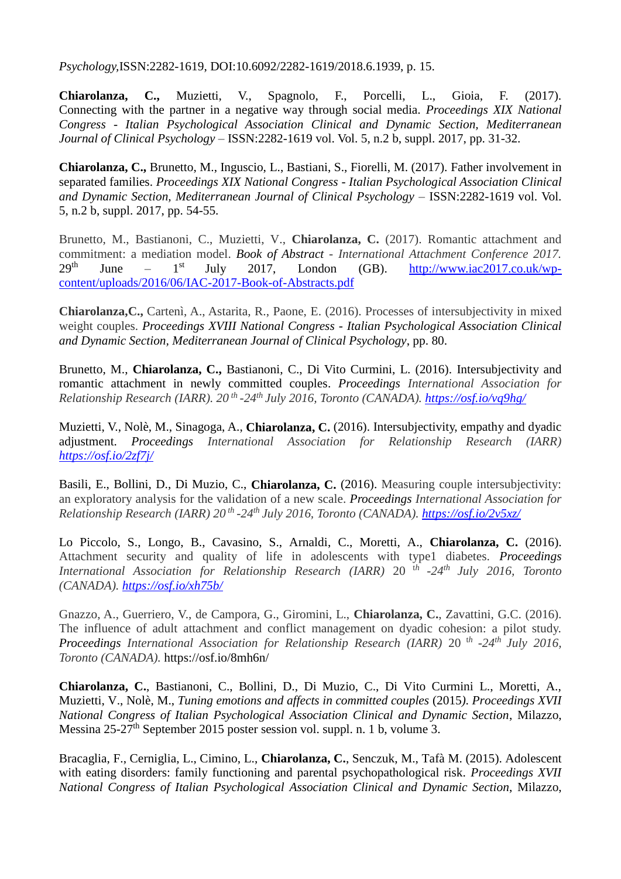*Psychology*,ISSN:2282-1619, DOI:10.6092/2282-1619/2018.6.1939, p. 15.

**Chiarolanza, C.,** Muzietti, V., Spagnolo, F., Porcelli, L., Gioia, F. (2017). Connecting with the partner in a negative way through social media. *Proceedings XIX National Congress - Italian Psychological Association Clinical and Dynamic Section, Mediterranean Journal of Clinical Psychology* – ISSN:2282-1619 vol. Vol. 5, n.2 b, suppl. 2017, pp. 31-32.

**Chiarolanza, C.,** Brunetto, M., Inguscio, L., Bastiani, S., Fiorelli, M. (2017). Father involvement in separated families. *Proceedings XIX National Congress - Italian Psychological Association Clinical and Dynamic Section, Mediterranean Journal of Clinical Psychology* – ISSN:2282-1619 vol. Vol. 5, n.2 b, suppl. 2017, pp. 54-55.

Brunetto, M., Bastianoni, C., Muzietti, V., **Chiarolanza, C.** (2017). Romantic attachment and commitment: a mediation model. *Book of Abstract - International Attachment Conference 2017.* 29th June – 1st July 2017, London (GB). http://www.iac2017.co.uk/wp-content/uploads/2016/06/IAC-2017-Book-of-Abstracts.pdf

**Chiarolanza,C.,** Cartenì, A., Astarita, R., Paone, E. (2016). Processes of intersubjectivity in mixed weight couples. *Proceedings XVIII National Congress - Italian Psychological Association Clinical and Dynamic Section, Mediterranean Journal of Clinical Psychology*, pp. 80.

Brunetto, M., **Chiarolanza, C.,** Bastianoni, C., Di Vito Curmini, L. (2016). Intersubjectivity and romantic attachment in newly committed couples. *Proceedings International Association for Relationship Research (IARR). 20th -24th July 2016, Toronto (CANADA).* *https://osf.io/vq9hg/*

Muzietti, V., Nolè, M., Sinagoga, A., **Chiarolanza, C.** (2016). Intersubjectivity, empathy and dyadic adjustment. *Proceedings International Association for Relationship Research (IARR)* *https://osf.io/2zf7j/*

Basili, E., Bollini, D., Di Muzio, C., **Chiarolanza, C.** (2016). Measuring couple intersubjectivity: an exploratory analysis for the validation of a new scale. *Proceedings International Association for Relationship Research (IARR) 20th -24th July 2016, Toronto (CANADA).* *https://osf.io/2v5xz/*

Lo Piccolo, S., Longo, B., Cavasino, S., Arnaldi, C., Moretti, A., **Chiarolanza, C.** (2016). Attachment security and quality of life in adolescents with type1 diabetes. *Proceedings International Association for Relationship Research (IARR)* 20th *-24th July 2016, Toronto (CANADA).* *https://osf.io/xh75b/*

Gnazzo, A., Guerriero, V., de Campora, G., Giromini, L., **Chiarolanza, C.**, Zavattini, G.C. (2016). The influence of adult attachment and conflict management on dyadic cohesion: a pilot study. *Proceedings International Association for Relationship Research (IARR)* 20th *-24th July 2016, Toronto (CANADA).* https://osf.io/8mh6n/

**Chiarolanza, C.**, Bastianoni, C., Bollini, D., Di Muzio, C., Di Vito Curmini L., Moretti, A., Muzietti, V., Nolè, M., *Tuning emotions and affects in committed couples* (2015). *Proceedings XVII National Congress of Italian Psychological Association Clinical and Dynamic Section*, Milazzo, Messina 25-27th September 2015 poster session vol. suppl. n. 1 b, volume 3.

Bracaglia, F., Cerniglia, L., Cimino, L., **Chiarolanza, C.**, Senczuk, M., Tafà M. (2015). Adolescent with eating disorders: family functioning and parental psychopathological risk. *Proceedings XVII National Congress of Italian Psychological Association Clinical and Dynamic Section*, Milazzo,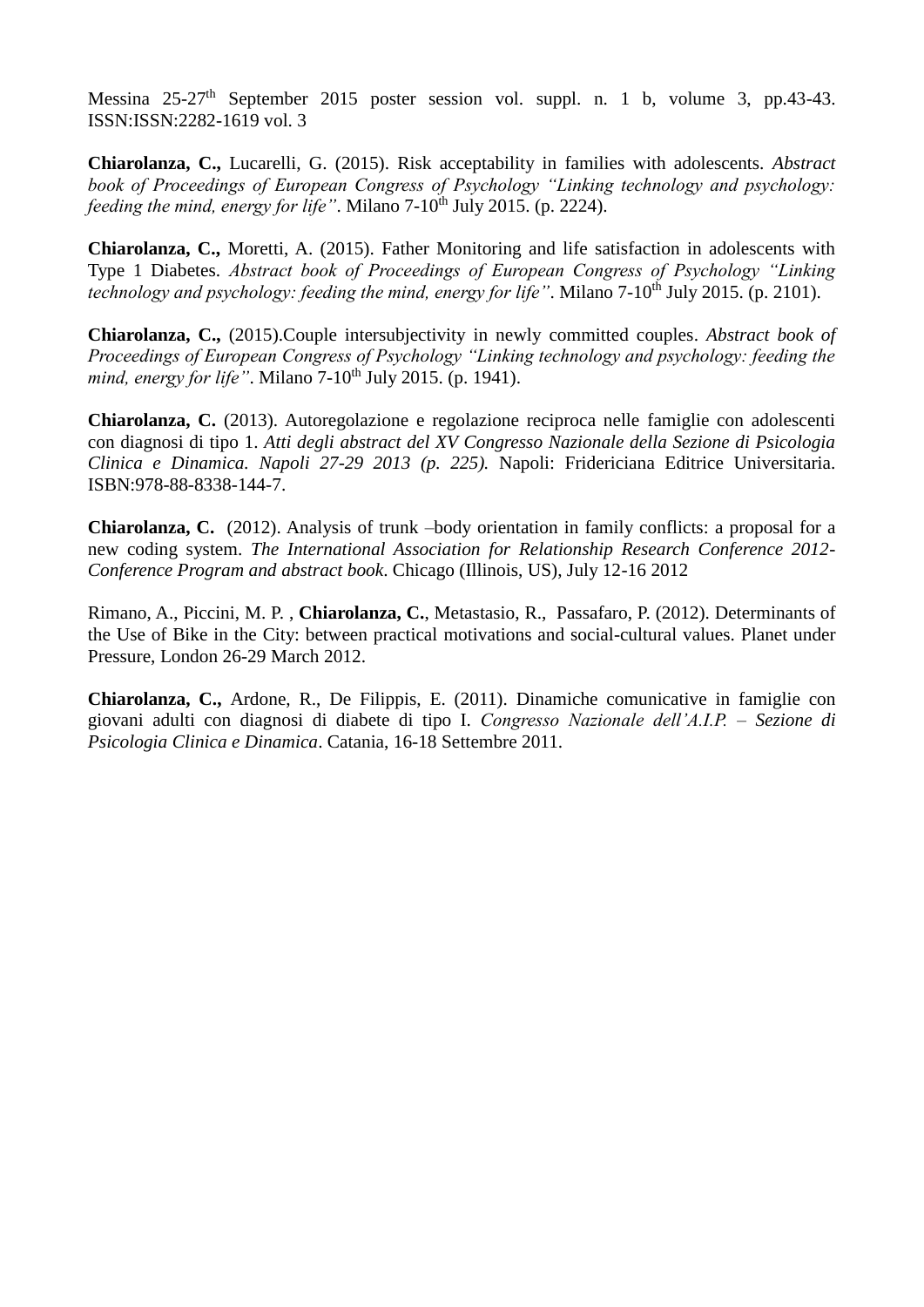Messina 25-27th September 2015 poster session vol. suppl. n. 1 b, volume 3, pp.43-43. ISSN:ISSN:2282-1619 vol. 3

**Chiarolanza, C.,** Lucarelli, G. (2015). Risk acceptability in families with adolescents. *Abstract book of Proceedings of European Congress of Psychology "Linking technology and psychology: feeding the mind, energy for life"*. Milano 7-10th July 2015. (p. 2224).

**Chiarolanza, C.,** Moretti, A. (2015). Father Monitoring and life satisfaction in adolescents with Type 1 Diabetes. *Abstract book of Proceedings of European Congress of Psychology "Linking technology and psychology: feeding the mind, energy for life"*. Milano 7-10th July 2015. (p. 2101).

**Chiarolanza, C.,** (2015).Couple intersubjectivity in newly committed couples. *Abstract book of Proceedings of European Congress of Psychology "Linking technology and psychology: feeding the mind, energy for life"*. Milano 7-10th July 2015. (p. 1941).

**Chiarolanza, C.** (2013). Autoregolazione e regolazione reciproca nelle famiglie con adolescenti con diagnosi di tipo 1. *Atti degli abstract del XV Congresso Nazionale della Sezione di Psicologia Clinica e Dinamica. Napoli 27-29 2013 (p. 225).* Napoli: Fridericiana Editrice Universitaria. ISBN:978-88-8338-144-7.

**Chiarolanza, C.** (2012). Analysis of trunk –body orientation in family conflicts: a proposal for a new coding system. *The International Association for Relationship Research Conference 2012- Conference Program and abstract book*. Chicago (Illinois, US), July 12-16 2012

Rimano, A., Piccini, M. P. , **Chiarolanza, C.**, Metastasio, R., Passafaro, P. (2012). Determinants of the Use of Bike in the City: between practical motivations and social-cultural values. Planet under Pressure, London 26-29 March 2012.

**Chiarolanza, C.,** Ardone, R., De Filippis, E. (2011). Dinamiche comunicative in famiglie con giovani adulti con diagnosi di diabete di tipo I. *Congresso Nazionale dell'A.I.P. – Sezione di Psicologia Clinica e Dinamica*. Catania, 16-18 Settembre 2011.